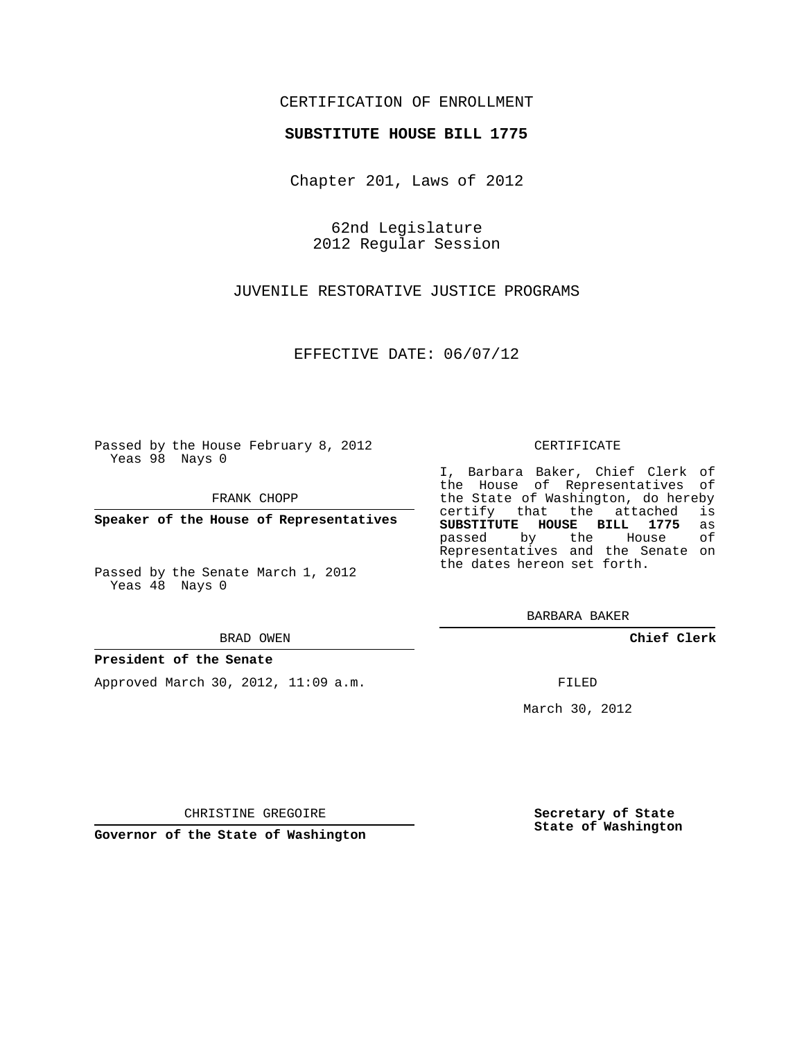CERTIFICATION OF ENROLLMENT

**SUBSTITUTE HOUSE BILL 1775**

Chapter 201, Laws of 2012

62nd Legislature
2012 Regular Session

JUVENILE RESTORATIVE JUSTICE PROGRAMS

EFFECTIVE DATE: 06/07/12

Passed by the House February 8, 2012
Yeas 98 Nays 0

FRANK CHOPP

**Speaker of the House of Representatives**

Passed by the Senate March 1, 2012
Yeas 48 Nays 0

BRAD OWEN

**President of the Senate**

Approved March 30, 2012, 11:09 a.m.

CHRISTINE GREGOIRE

**Governor of the State of Washington**

CERTIFICATE

I, Barbara Baker, Chief Clerk of the House of Representatives of the State of Washington, do hereby certify that the attached is **SUBSTITUTE HOUSE BILL 1775** as passed by the House of Representatives and the Senate on the dates hereon set forth.

BARBARA BAKER

**Chief Clerk**

FILED

March 30, 2012

**Secretary of State**
**State of Washington**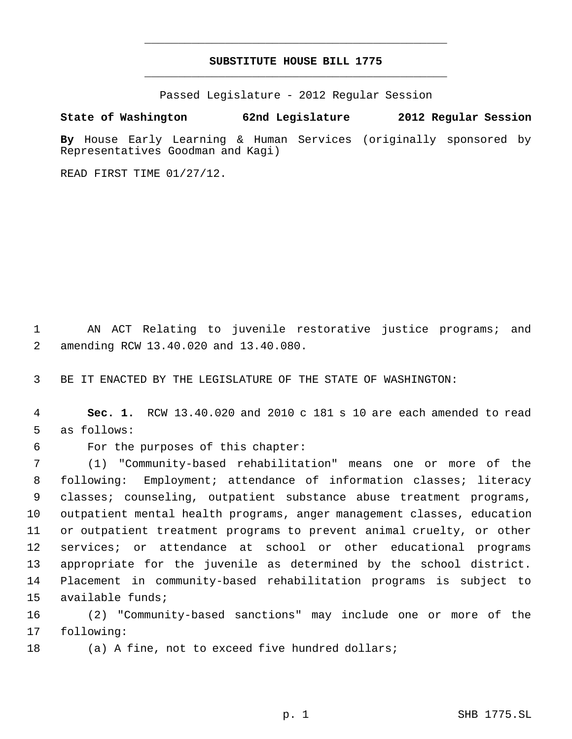# SUBSTITUTE HOUSE BILL 1775

Passed Legislature - 2012 Regular Session

**State of Washington 62nd Legislature 2012 Regular Session**

**By** House Early Learning & Human Services (originally sponsored by Representatives Goodman and Kagi)

READ FIRST TIME 01/27/12.

1 AN ACT Relating to juvenile restorative justice programs; and
2 amending RCW 13.40.020 and 13.40.080.

3 BE IT ENACTED BY THE LEGISLATURE OF THE STATE OF WASHINGTON:

4 **Sec. 1.** RCW 13.40.020 and 2010 c 181 s 10 are each amended to read
5 as follows:

6 For the purposes of this chapter:

7 (1) "Community-based rehabilitation" means one or more of the
8 following: Employment; attendance of information classes; literacy
9 classes; counseling, outpatient substance abuse treatment programs,
10 outpatient mental health programs, anger management classes, education
11 or outpatient treatment programs to prevent animal cruelty, or other
12 services; or attendance at school or other educational programs
13 appropriate for the juvenile as determined by the school district.
14 Placement in community-based rehabilitation programs is subject to
15 available funds;

16 (2) "Community-based sanctions" may include one or more of the
17 following:

18 (a) A fine, not to exceed five hundred dollars;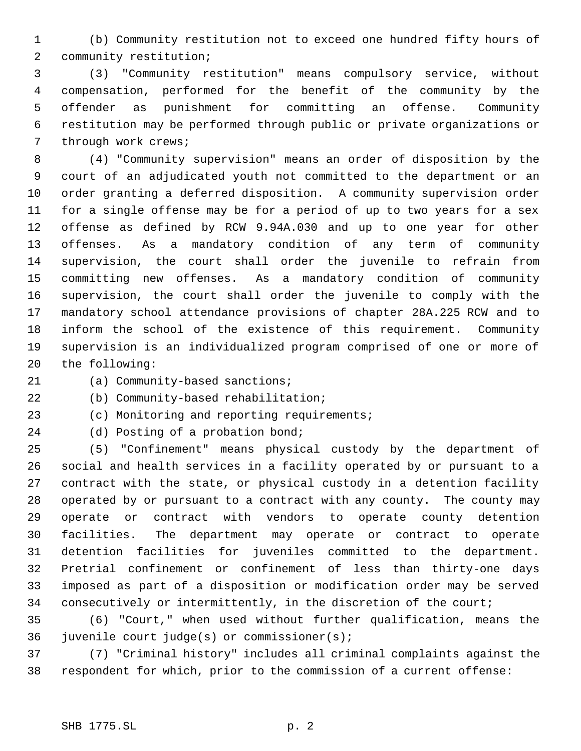(b) Community restitution not to exceed one hundred fifty hours of community restitution;

(3) "Community restitution" means compulsory service, without compensation, performed for the benefit of the community by the offender as punishment for committing an offense. Community restitution may be performed through public or private organizations or through work crews;

(4) "Community supervision" means an order of disposition by the court of an adjudicated youth not committed to the department or an order granting a deferred disposition. A community supervision order for a single offense may be for a period of up to two years for a sex offense as defined by RCW 9.94A.030 and up to one year for other offenses. As a mandatory condition of any term of community supervision, the court shall order the juvenile to refrain from committing new offenses. As a mandatory condition of community supervision, the court shall order the juvenile to comply with the mandatory school attendance provisions of chapter 28A.225 RCW and to inform the school of the existence of this requirement. Community supervision is an individualized program comprised of one or more of the following:

(a) Community-based sanctions;

(b) Community-based rehabilitation;

(c) Monitoring and reporting requirements;

(d) Posting of a probation bond;

(5) "Confinement" means physical custody by the department of social and health services in a facility operated by or pursuant to a contract with the state, or physical custody in a detention facility operated by or pursuant to a contract with any county. The county may operate or contract with vendors to operate county detention facilities. The department may operate or contract to operate detention facilities for juveniles committed to the department. Pretrial confinement or confinement of less than thirty-one days imposed as part of a disposition or modification order may be served consecutively or intermittently, in the discretion of the court;

(6) "Court," when used without further qualification, means the juvenile court judge(s) or commissioner(s);

(7) "Criminal history" includes all criminal complaints against the respondent for which, prior to the commission of a current offense: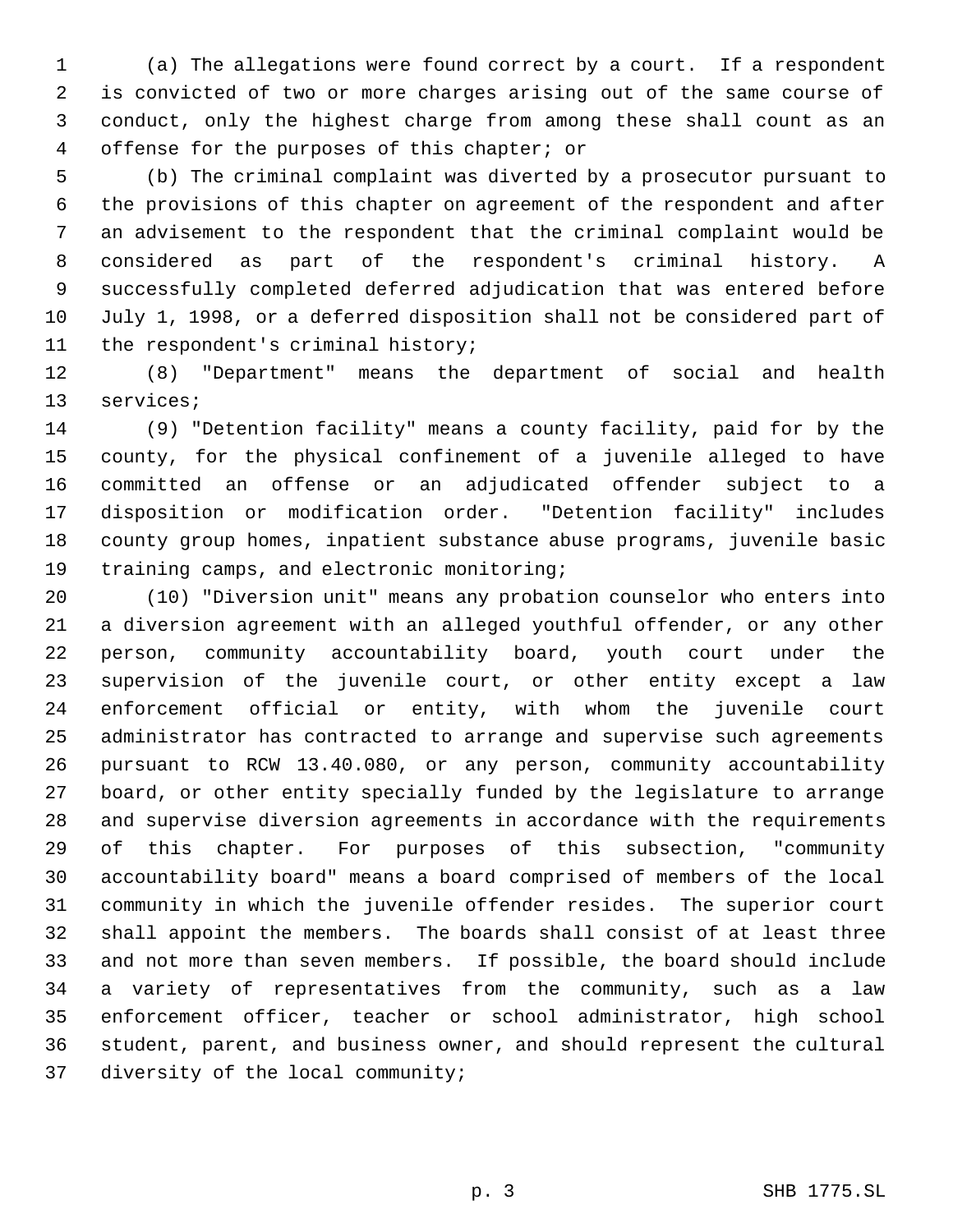(a) The allegations were found correct by a court. If a respondent is convicted of two or more charges arising out of the same course of conduct, only the highest charge from among these shall count as an offense for the purposes of this chapter; or

(b) The criminal complaint was diverted by a prosecutor pursuant to the provisions of this chapter on agreement of the respondent and after an advisement to the respondent that the criminal complaint would be considered as part of the respondent's criminal history. A successfully completed deferred adjudication that was entered before July 1, 1998, or a deferred disposition shall not be considered part of the respondent's criminal history;

(8) "Department" means the department of social and health services;

(9) "Detention facility" means a county facility, paid for by the county, for the physical confinement of a juvenile alleged to have committed an offense or an adjudicated offender subject to a disposition or modification order. "Detention facility" includes county group homes, inpatient substance abuse programs, juvenile basic training camps, and electronic monitoring;

(10) "Diversion unit" means any probation counselor who enters into a diversion agreement with an alleged youthful offender, or any other person, community accountability board, youth court under the supervision of the juvenile court, or other entity except a law enforcement official or entity, with whom the juvenile court administrator has contracted to arrange and supervise such agreements pursuant to RCW 13.40.080, or any person, community accountability board, or other entity specially funded by the legislature to arrange and supervise diversion agreements in accordance with the requirements of this chapter. For purposes of this subsection, "community accountability board" means a board comprised of members of the local community in which the juvenile offender resides. The superior court shall appoint the members. The boards shall consist of at least three and not more than seven members. If possible, the board should include a variety of representatives from the community, such as a law enforcement officer, teacher or school administrator, high school student, parent, and business owner, and should represent the cultural diversity of the local community;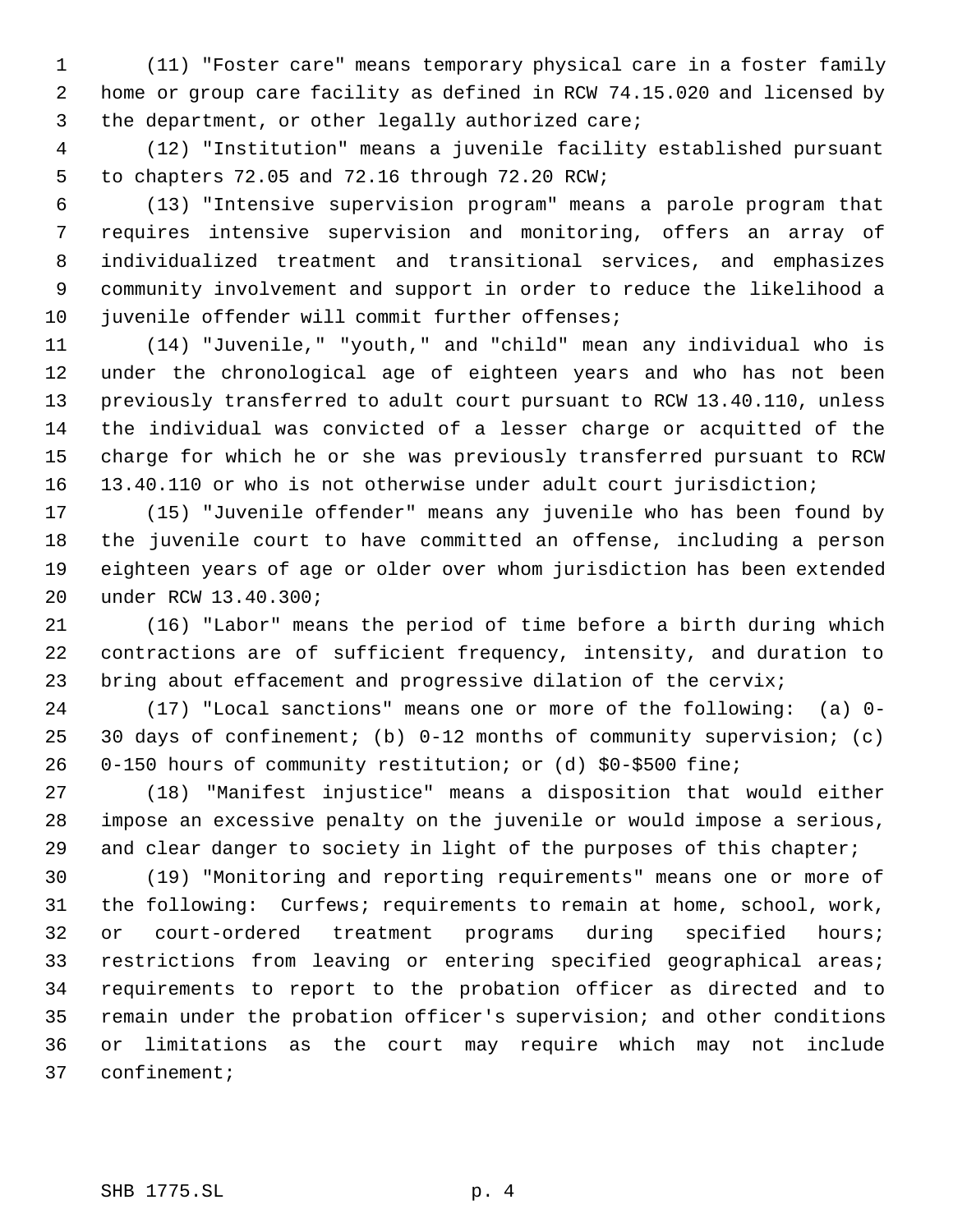(11) "Foster care" means temporary physical care in a foster family home or group care facility as defined in RCW 74.15.020 and licensed by the department, or other legally authorized care;

(12) "Institution" means a juvenile facility established pursuant to chapters 72.05 and 72.16 through 72.20 RCW;

(13) "Intensive supervision program" means a parole program that requires intensive supervision and monitoring, offers an array of individualized treatment and transitional services, and emphasizes community involvement and support in order to reduce the likelihood a juvenile offender will commit further offenses;

(14) "Juvenile," "youth," and "child" mean any individual who is under the chronological age of eighteen years and who has not been previously transferred to adult court pursuant to RCW 13.40.110, unless the individual was convicted of a lesser charge or acquitted of the charge for which he or she was previously transferred pursuant to RCW 13.40.110 or who is not otherwise under adult court jurisdiction;

(15) "Juvenile offender" means any juvenile who has been found by the juvenile court to have committed an offense, including a person eighteen years of age or older over whom jurisdiction has been extended under RCW 13.40.300;

(16) "Labor" means the period of time before a birth during which contractions are of sufficient frequency, intensity, and duration to bring about effacement and progressive dilation of the cervix;

(17) "Local sanctions" means one or more of the following: (a) 0-30 days of confinement; (b) 0-12 months of community supervision; (c) 0-150 hours of community restitution; or (d) $0-$500 fine;

(18) "Manifest injustice" means a disposition that would either impose an excessive penalty on the juvenile or would impose a serious, and clear danger to society in light of the purposes of this chapter;

(19) "Monitoring and reporting requirements" means one or more of the following: Curfews; requirements to remain at home, school, work, or court-ordered treatment programs during specified hours; restrictions from leaving or entering specified geographical areas; requirements to report to the probation officer as directed and to remain under the probation officer's supervision; and other conditions or limitations as the court may require which may not include confinement;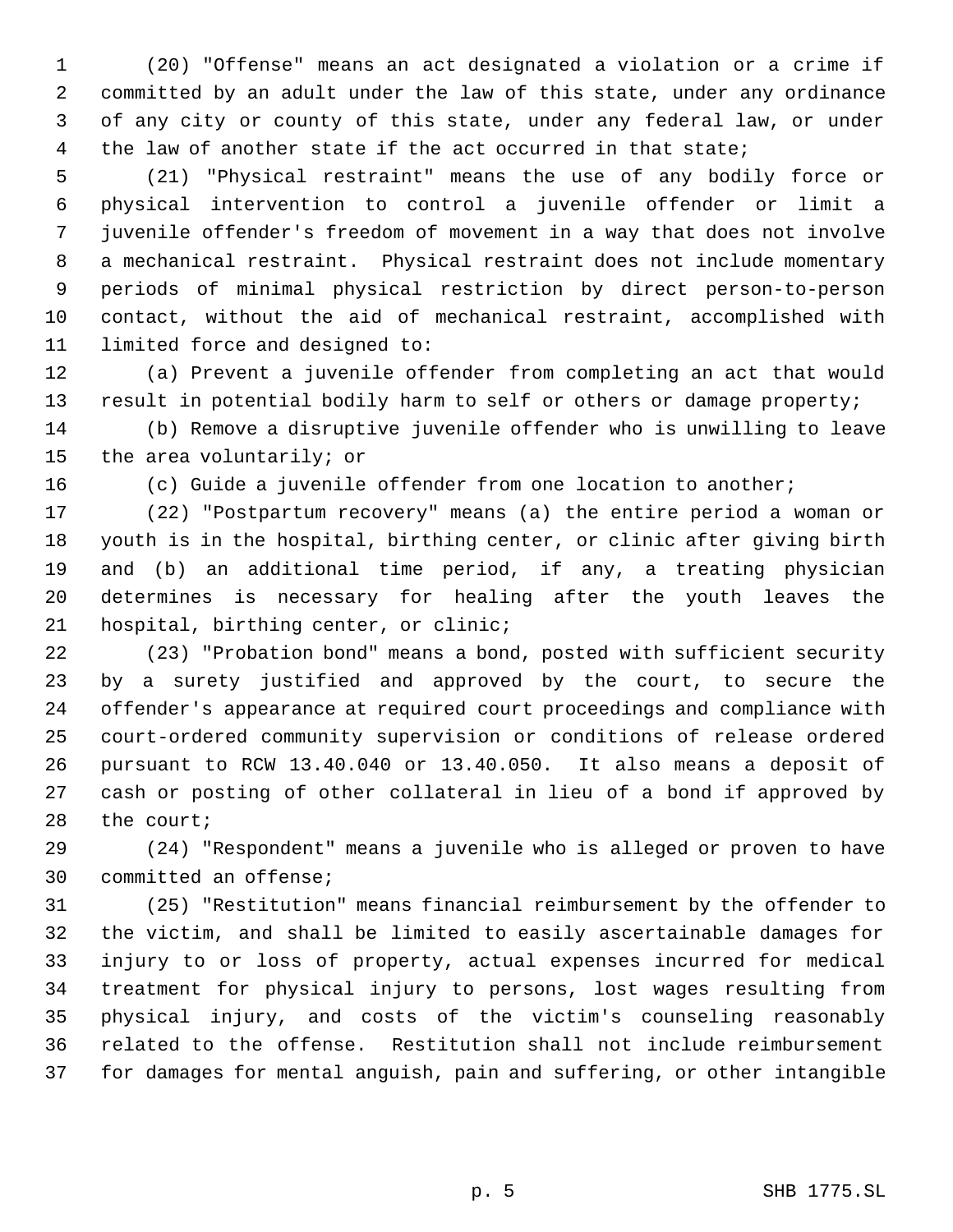(20) "Offense" means an act designated a violation or a crime if committed by an adult under the law of this state, under any ordinance of any city or county of this state, under any federal law, or under the law of another state if the act occurred in that state;

(21) "Physical restraint" means the use of any bodily force or physical intervention to control a juvenile offender or limit a juvenile offender's freedom of movement in a way that does not involve a mechanical restraint. Physical restraint does not include momentary periods of minimal physical restriction by direct person-to-person contact, without the aid of mechanical restraint, accomplished with limited force and designed to:

(a) Prevent a juvenile offender from completing an act that would result in potential bodily harm to self or others or damage property;

(b) Remove a disruptive juvenile offender who is unwilling to leave the area voluntarily; or

(c) Guide a juvenile offender from one location to another;

(22) "Postpartum recovery" means (a) the entire period a woman or youth is in the hospital, birthing center, or clinic after giving birth and (b) an additional time period, if any, a treating physician determines is necessary for healing after the youth leaves the hospital, birthing center, or clinic;

(23) "Probation bond" means a bond, posted with sufficient security by a surety justified and approved by the court, to secure the offender's appearance at required court proceedings and compliance with court-ordered community supervision or conditions of release ordered pursuant to RCW 13.40.040 or 13.40.050. It also means a deposit of cash or posting of other collateral in lieu of a bond if approved by the court;

(24) "Respondent" means a juvenile who is alleged or proven to have committed an offense;

(25) "Restitution" means financial reimbursement by the offender to the victim, and shall be limited to easily ascertainable damages for injury to or loss of property, actual expenses incurred for medical treatment for physical injury to persons, lost wages resulting from physical injury, and costs of the victim's counseling reasonably related to the offense. Restitution shall not include reimbursement for damages for mental anguish, pain and suffering, or other intangible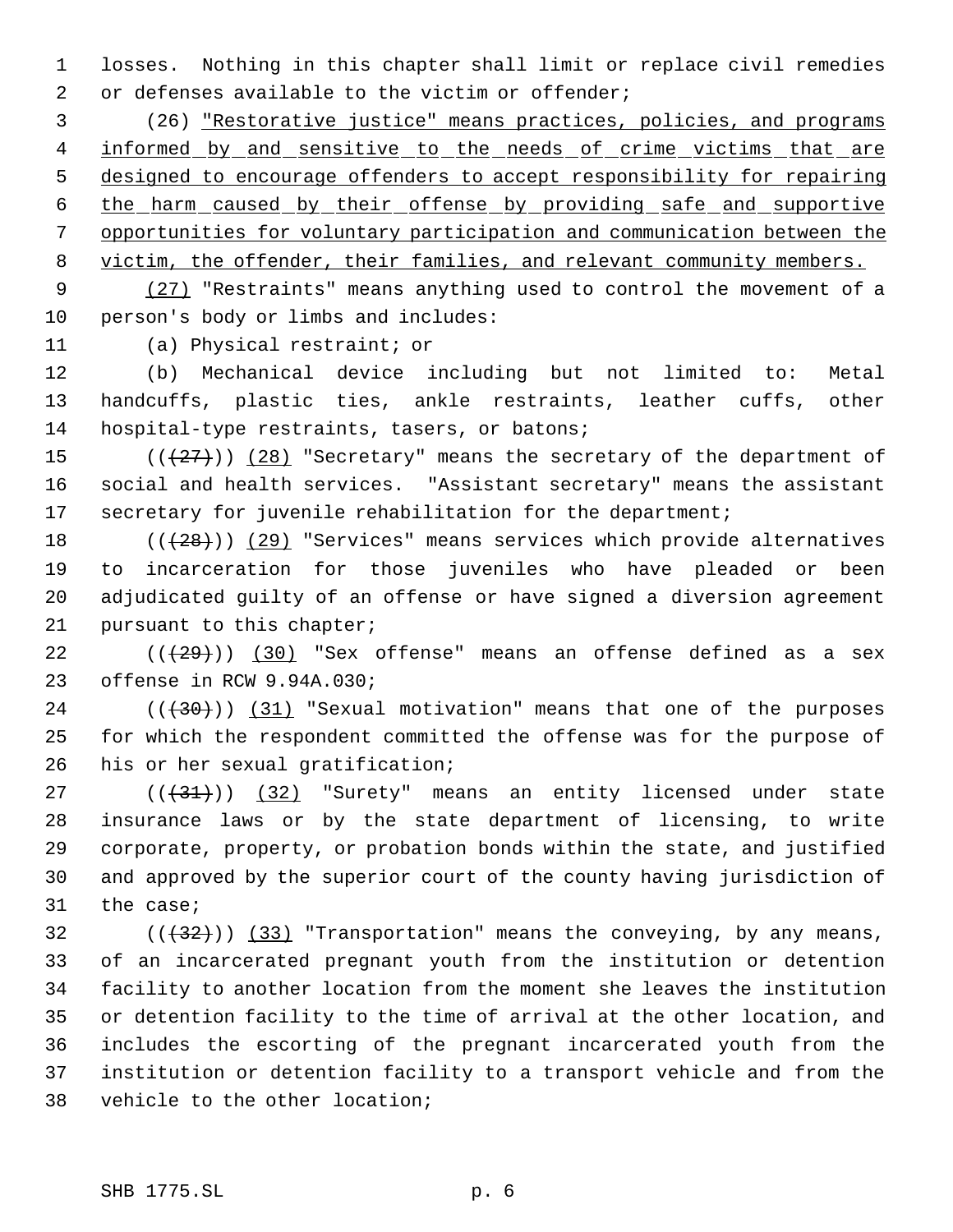losses. Nothing in this chapter shall limit or replace civil remedies or defenses available to the victim or offender;

(26) <u>"Restorative justice" means practices, policies, and programs informed by and sensitive to the needs of crime victims that are designed to encourage offenders to accept responsibility for repairing the harm caused by their offense by providing safe and supportive opportunities for voluntary participation and communication between the victim, the offender, their families, and relevant community members.</u>

<u>(27)</u> "Restraints" means anything used to control the movement of a person's body or limbs and includes:

(a) Physical restraint; or

(b) Mechanical device including but not limited to: Metal handcuffs, plastic ties, ankle restraints, leather cuffs, other hospital-type restraints, tasers, or batons;

~~((~~~~(27)~~~~))~~ <u>(28)</u> "Secretary" means the secretary of the department of social and health services. "Assistant secretary" means the assistant secretary for juvenile rehabilitation for the department;

((~~(28)~~)) <u>(29)</u> "Services" means services which provide alternatives to incarceration for those juveniles who have pleaded or been adjudicated guilty of an offense or have signed a diversion agreement pursuant to this chapter;

((~~(29)~~)) <u>(30)</u> "Sex offense" means an offense defined as a sex offense in RCW 9.94A.030;

((~~(30)~~)) <u>(31)</u> "Sexual motivation" means that one of the purposes for which the respondent committed the offense was for the purpose of his or her sexual gratification;

((~~(31)~~)) <u>(32)</u> "Surety" means an entity licensed under state insurance laws or by the state department of licensing, to write corporate, property, or probation bonds within the state, and justified and approved by the superior court of the county having jurisdiction of the case;

((~~(32)~~)) <u>(33)</u> "Transportation" means the conveying, by any means, of an incarcerated pregnant youth from the institution or detention facility to another location from the moment she leaves the institution or detention facility to the time of arrival at the other location, and includes the escorting of the pregnant incarcerated youth from the institution or detention facility to a transport vehicle and from the vehicle to the other location;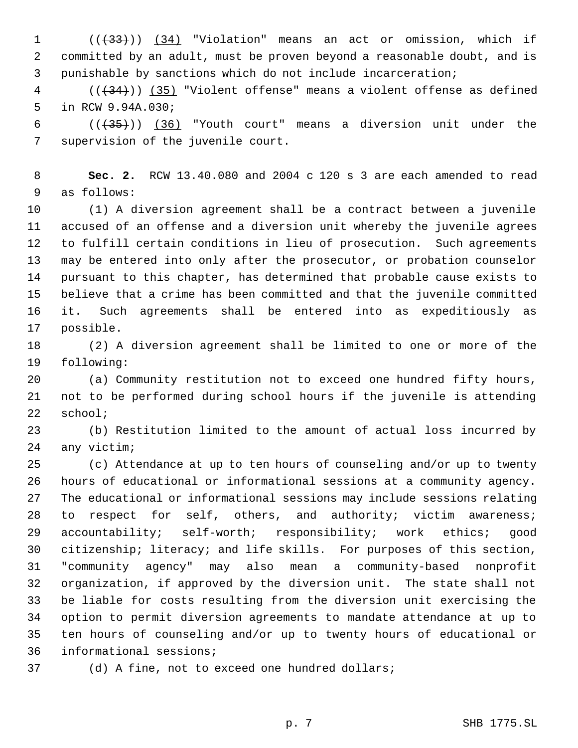((~~(33)~~)) <u>(34)</u> "Violation" means an act or omission, which if committed by an adult, must be proven beyond a reasonable doubt, and is punishable by sanctions which do not include incarceration;

((~~(34)~~)) <u>(35)</u> "Violent offense" means a violent offense as defined in RCW 9.94A.030;

((~~(35)~~)) <u>(36)</u> "Youth court" means a diversion unit under the supervision of the juvenile court.

**Sec. 2.** RCW 13.40.080 and 2004 c 120 s 3 are each amended to read as follows:

(1) A diversion agreement shall be a contract between a juvenile accused of an offense and a diversion unit whereby the juvenile agrees to fulfill certain conditions in lieu of prosecution. Such agreements may be entered into only after the prosecutor, or probation counselor pursuant to this chapter, has determined that probable cause exists to believe that a crime has been committed and that the juvenile committed it. Such agreements shall be entered into as expeditiously as possible.

(2) A diversion agreement shall be limited to one or more of the following:

(a) Community restitution not to exceed one hundred fifty hours, not to be performed during school hours if the juvenile is attending school;

(b) Restitution limited to the amount of actual loss incurred by any victim;

(c) Attendance at up to ten hours of counseling and/or up to twenty hours of educational or informational sessions at a community agency. The educational or informational sessions may include sessions relating to respect for self, others, and authority; victim awareness; accountability; self-worth; responsibility; work ethics; good citizenship; literacy; and life skills. For purposes of this section, "community agency" may also mean a community-based nonprofit organization, if approved by the diversion unit. The state shall not be liable for costs resulting from the diversion unit exercising the option to permit diversion agreements to mandate attendance at up to ten hours of counseling and/or up to twenty hours of educational or informational sessions;

(d) A fine, not to exceed one hundred dollars;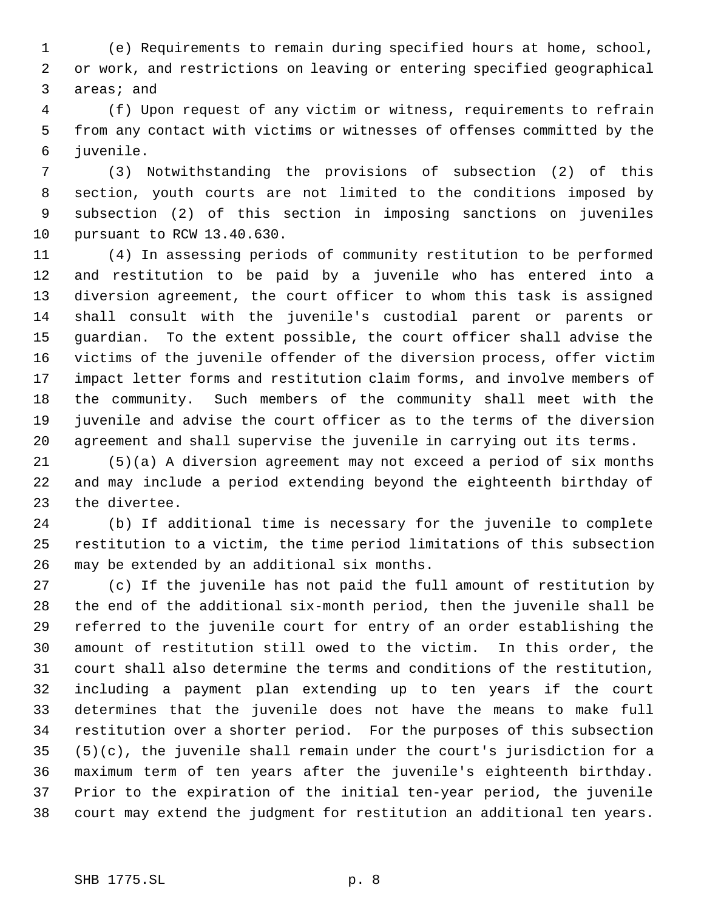(e) Requirements to remain during specified hours at home, school, or work, and restrictions on leaving or entering specified geographical areas; and

(f) Upon request of any victim or witness, requirements to refrain from any contact with victims or witnesses of offenses committed by the juvenile.

(3) Notwithstanding the provisions of subsection (2) of this section, youth courts are not limited to the conditions imposed by subsection (2) of this section in imposing sanctions on juveniles pursuant to RCW 13.40.630.

(4) In assessing periods of community restitution to be performed and restitution to be paid by a juvenile who has entered into a diversion agreement, the court officer to whom this task is assigned shall consult with the juvenile's custodial parent or parents or guardian. To the extent possible, the court officer shall advise the victims of the juvenile offender of the diversion process, offer victim impact letter forms and restitution claim forms, and involve members of the community. Such members of the community shall meet with the juvenile and advise the court officer as to the terms of the diversion agreement and shall supervise the juvenile in carrying out its terms.

(5)(a) A diversion agreement may not exceed a period of six months and may include a period extending beyond the eighteenth birthday of the divertee.

(b) If additional time is necessary for the juvenile to complete restitution to a victim, the time period limitations of this subsection may be extended by an additional six months.

(c) If the juvenile has not paid the full amount of restitution by the end of the additional six-month period, then the juvenile shall be referred to the juvenile court for entry of an order establishing the amount of restitution still owed to the victim. In this order, the court shall also determine the terms and conditions of the restitution, including a payment plan extending up to ten years if the court determines that the juvenile does not have the means to make full restitution over a shorter period. For the purposes of this subsection (5)(c), the juvenile shall remain under the court's jurisdiction for a maximum term of ten years after the juvenile's eighteenth birthday. Prior to the expiration of the initial ten-year period, the juvenile court may extend the judgment for restitution an additional ten years.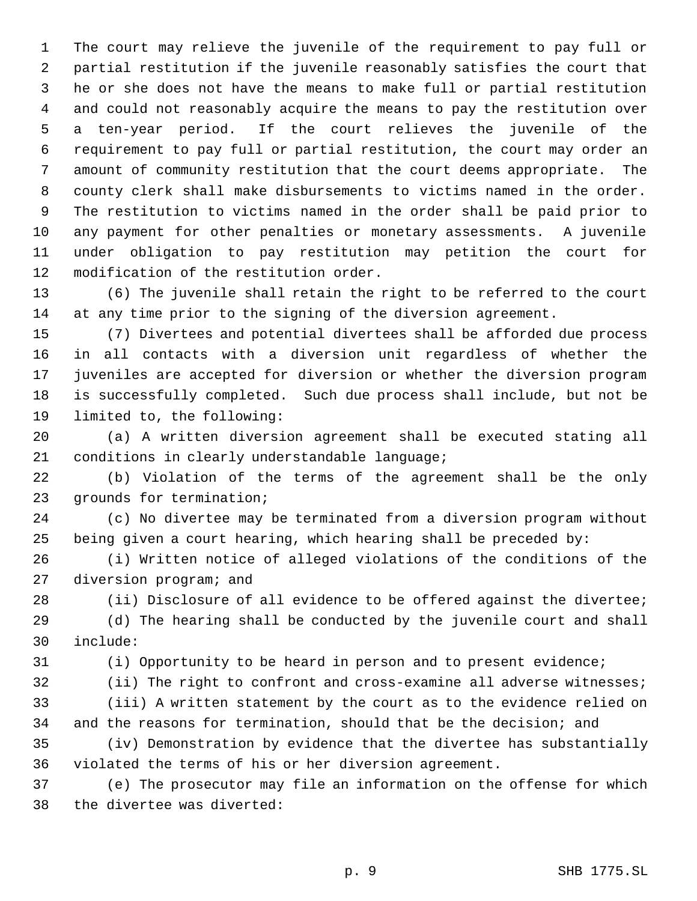The court may relieve the juvenile of the requirement to pay full or partial restitution if the juvenile reasonably satisfies the court that he or she does not have the means to make full or partial restitution and could not reasonably acquire the means to pay the restitution over a ten-year period. If the court relieves the juvenile of the requirement to pay full or partial restitution, the court may order an amount of community restitution that the court deems appropriate. The county clerk shall make disbursements to victims named in the order. The restitution to victims named in the order shall be paid prior to any payment for other penalties or monetary assessments. A juvenile under obligation to pay restitution may petition the court for modification of the restitution order.

(6) The juvenile shall retain the right to be referred to the court at any time prior to the signing of the diversion agreement.

(7) Divertees and potential divertees shall be afforded due process in all contacts with a diversion unit regardless of whether the juveniles are accepted for diversion or whether the diversion program is successfully completed. Such due process shall include, but not be limited to, the following:

(a) A written diversion agreement shall be executed stating all conditions in clearly understandable language;

(b) Violation of the terms of the agreement shall be the only grounds for termination;

(c) No divertee may be terminated from a diversion program without being given a court hearing, which hearing shall be preceded by:

(i) Written notice of alleged violations of the conditions of the diversion program; and

(ii) Disclosure of all evidence to be offered against the divertee;

(d) The hearing shall be conducted by the juvenile court and shall include:

(i) Opportunity to be heard in person and to present evidence;

(ii) The right to confront and cross-examine all adverse witnesses;

(iii) A written statement by the court as to the evidence relied on and the reasons for termination, should that be the decision; and

(iv) Demonstration by evidence that the divertee has substantially violated the terms of his or her diversion agreement.

(e) The prosecutor may file an information on the offense for which the divertee was diverted: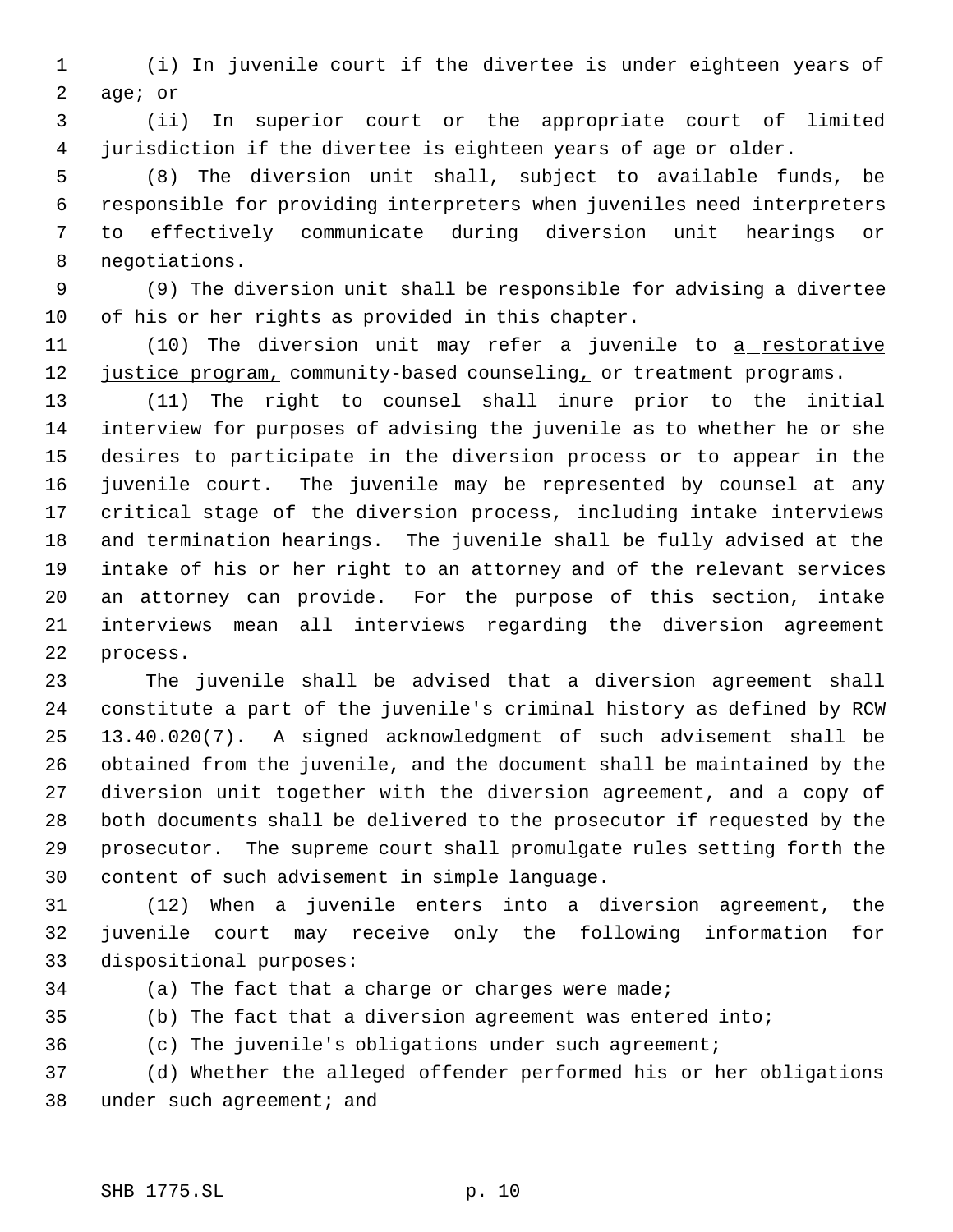(i) In juvenile court if the divertee is under eighteen years of age; or

(ii) In superior court or the appropriate court of limited jurisdiction if the divertee is eighteen years of age or older.

(8) The diversion unit shall, subject to available funds, be responsible for providing interpreters when juveniles need interpreters to effectively communicate during diversion unit hearings or negotiations.

(9) The diversion unit shall be responsible for advising a divertee of his or her rights as provided in this chapter.

(10) The diversion unit may refer a juvenile to <u>a restorative justice program,</u> community-based counseling<u>,</u> or treatment programs.

(11) The right to counsel shall inure prior to the initial interview for purposes of advising the juvenile as to whether he or she desires to participate in the diversion process or to appear in the juvenile court. The juvenile may be represented by counsel at any critical stage of the diversion process, including intake interviews and termination hearings. The juvenile shall be fully advised at the intake of his or her right to an attorney and of the relevant services an attorney can provide. For the purpose of this section, intake interviews mean all interviews regarding the diversion agreement process.

The juvenile shall be advised that a diversion agreement shall constitute a part of the juvenile's criminal history as defined by RCW 13.40.020(7). A signed acknowledgment of such advisement shall be obtained from the juvenile, and the document shall be maintained by the diversion unit together with the diversion agreement, and a copy of both documents shall be delivered to the prosecutor if requested by the prosecutor. The supreme court shall promulgate rules setting forth the content of such advisement in simple language.

(12) When a juvenile enters into a diversion agreement, the juvenile court may receive only the following information for dispositional purposes:

(a) The fact that a charge or charges were made;

(b) The fact that a diversion agreement was entered into;

(c) The juvenile's obligations under such agreement;

(d) Whether the alleged offender performed his or her obligations under such agreement; and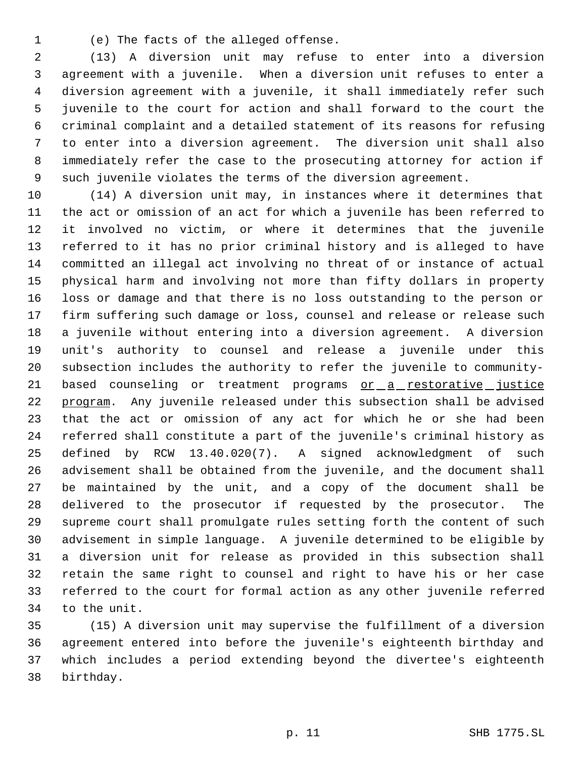(e) The facts of the alleged offense.

(13) A diversion unit may refuse to enter into a diversion agreement with a juvenile. When a diversion unit refuses to enter a diversion agreement with a juvenile, it shall immediately refer such juvenile to the court for action and shall forward to the court the criminal complaint and a detailed statement of its reasons for refusing to enter into a diversion agreement. The diversion unit shall also immediately refer the case to the prosecuting attorney for action if such juvenile violates the terms of the diversion agreement.

(14) A diversion unit may, in instances where it determines that the act or omission of an act for which a juvenile has been referred to it involved no victim, or where it determines that the juvenile referred to it has no prior criminal history and is alleged to have committed an illegal act involving no threat of or instance of actual physical harm and involving not more than fifty dollars in property loss or damage and that there is no loss outstanding to the person or firm suffering such damage or loss, counsel and release or release such a juvenile without entering into a diversion agreement. A diversion unit's authority to counsel and release a juvenile under this subsection includes the authority to refer the juvenile to community-based counseling or treatment programs <u>or a restorative justice program</u>. Any juvenile released under this subsection shall be advised that the act or omission of any act for which he or she had been referred shall constitute a part of the juvenile's criminal history as defined by RCW 13.40.020(7). A signed acknowledgment of such advisement shall be obtained from the juvenile, and the document shall be maintained by the unit, and a copy of the document shall be delivered to the prosecutor if requested by the prosecutor. The supreme court shall promulgate rules setting forth the content of such advisement in simple language. A juvenile determined to be eligible by a diversion unit for release as provided in this subsection shall retain the same right to counsel and right to have his or her case referred to the court for formal action as any other juvenile referred to the unit.

(15) A diversion unit may supervise the fulfillment of a diversion agreement entered into before the juvenile's eighteenth birthday and which includes a period extending beyond the divertee's eighteenth birthday.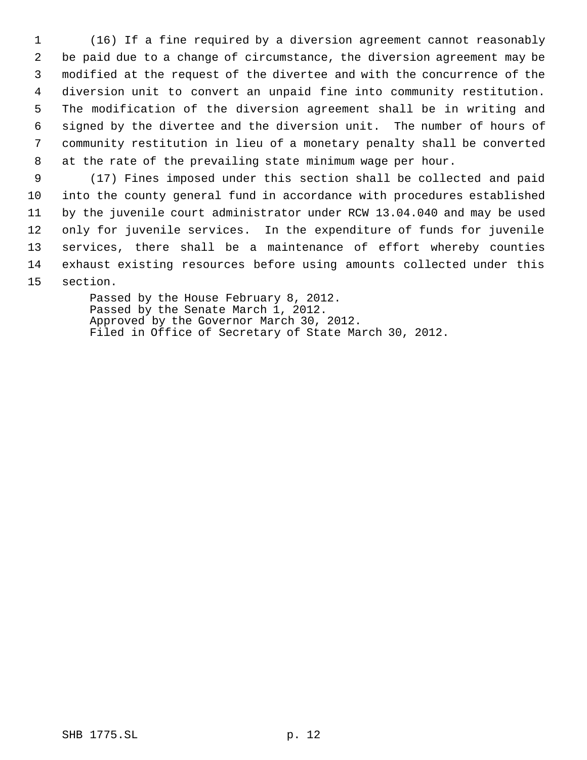(16) If a fine required by a diversion agreement cannot reasonably be paid due to a change of circumstance, the diversion agreement may be modified at the request of the divertee and with the concurrence of the diversion unit to convert an unpaid fine into community restitution. The modification of the diversion agreement shall be in writing and signed by the divertee and the diversion unit. The number of hours of community restitution in lieu of a monetary penalty shall be converted at the rate of the prevailing state minimum wage per hour.

(17) Fines imposed under this section shall be collected and paid into the county general fund in accordance with procedures established by the juvenile court administrator under RCW 13.04.040 and may be used only for juvenile services. In the expenditure of funds for juvenile services, there shall be a maintenance of effort whereby counties exhaust existing resources before using amounts collected under this section.

Passed by the House February 8, 2012.
Passed by the Senate March 1, 2012.
Approved by the Governor March 30, 2012.
Filed in Office of Secretary of State March 30, 2012.